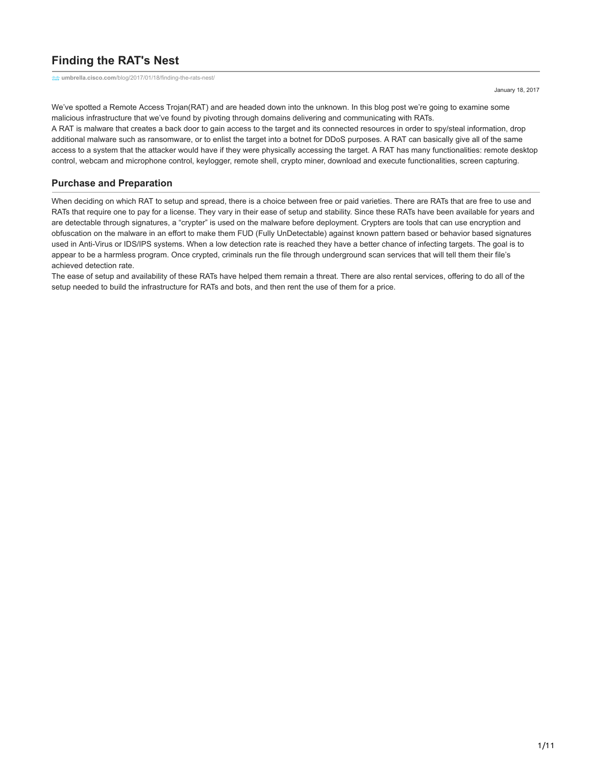# Finding the RAT's Nest

umbrella.cisco.com/blog/2017/01/18/finding-the-rats-nest/

January 18, 2017

We've spotted a Remote Access Trojan(RAT) and are headed down into the unknown. In this blog post we're going to examine some malicious infrastructure that we've found by pivoting through domains delivering and communicating with RATs.

A RAT is malware that creates a back door to gain access to the target and its connected resources in order to spy/steal information, drop additional malware such as ransomware, or to enlist the target into a botnet for DDoS purposes. A RAT can basically give all of the same access to a system that the attacker would have if they were physically accessing the target. A RAT has many functionalities: remote desktop control, webcam and microphone control, keylogger, remote shell, crypto miner, download and execute functionalities, screen capturing.

## Purchase and Preparation

When deciding on which RAT to setup and spread, there is a choice between free or paid varieties. There are RATs that are free to use and RATs that require one to pay for a license. They vary in their ease of setup and stability. Since these RATs have been available for years and are detectable through signatures, a "crypter" is used on the malware before deployment. Crypters are tools that can use encryption and obfuscation on the malware in an effort to make them FUD (Fully UnDetectable) against known pattern based or behavior based signatures used in Anti-Virus or IDS/IPS systems. When a low detection rate is reached they have a better chance of infecting targets. The goal is to appear to be a harmless program. Once crypted, criminals run the file through underground scan services that will tell them their file's achieved detection rate.

The ease of setup and availability of these RATs have helped them remain a threat. There are also rental services, offering to do all of the setup needed to build the infrastructure for RATs and bots, and then rent the use of them for a price.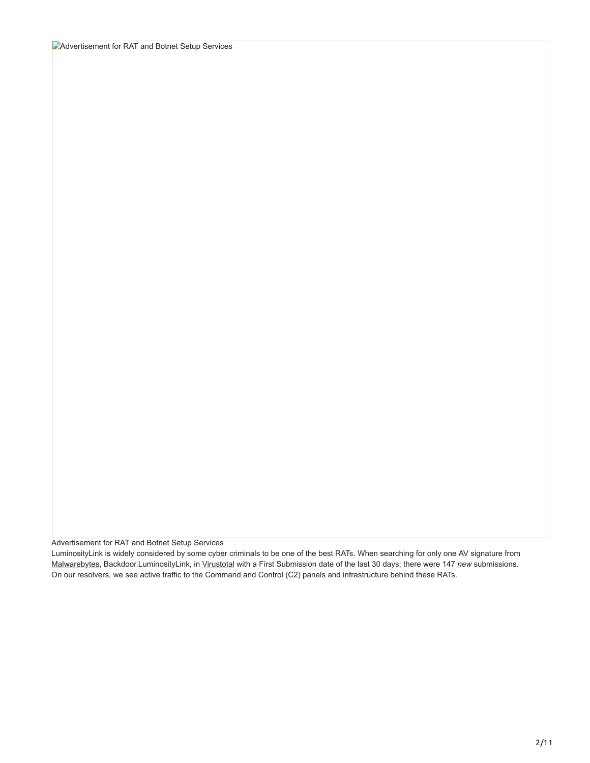Advertisement for RAT and Botnet Setup Services

Advertisement for RAT and Botnet Setup Services

LuminosityLink is widely considered by some cyber criminals to be one of the best RATs. When searching for only one AV signature from Malwarebytes, Backdoor.LuminosityLink, in Virustotal with a First Submission date of the last 30 days; there were 147 *new* submissions. On our resolvers, we see active traffic to the Command and Control (C2) panels and infrastructure behind these RATs.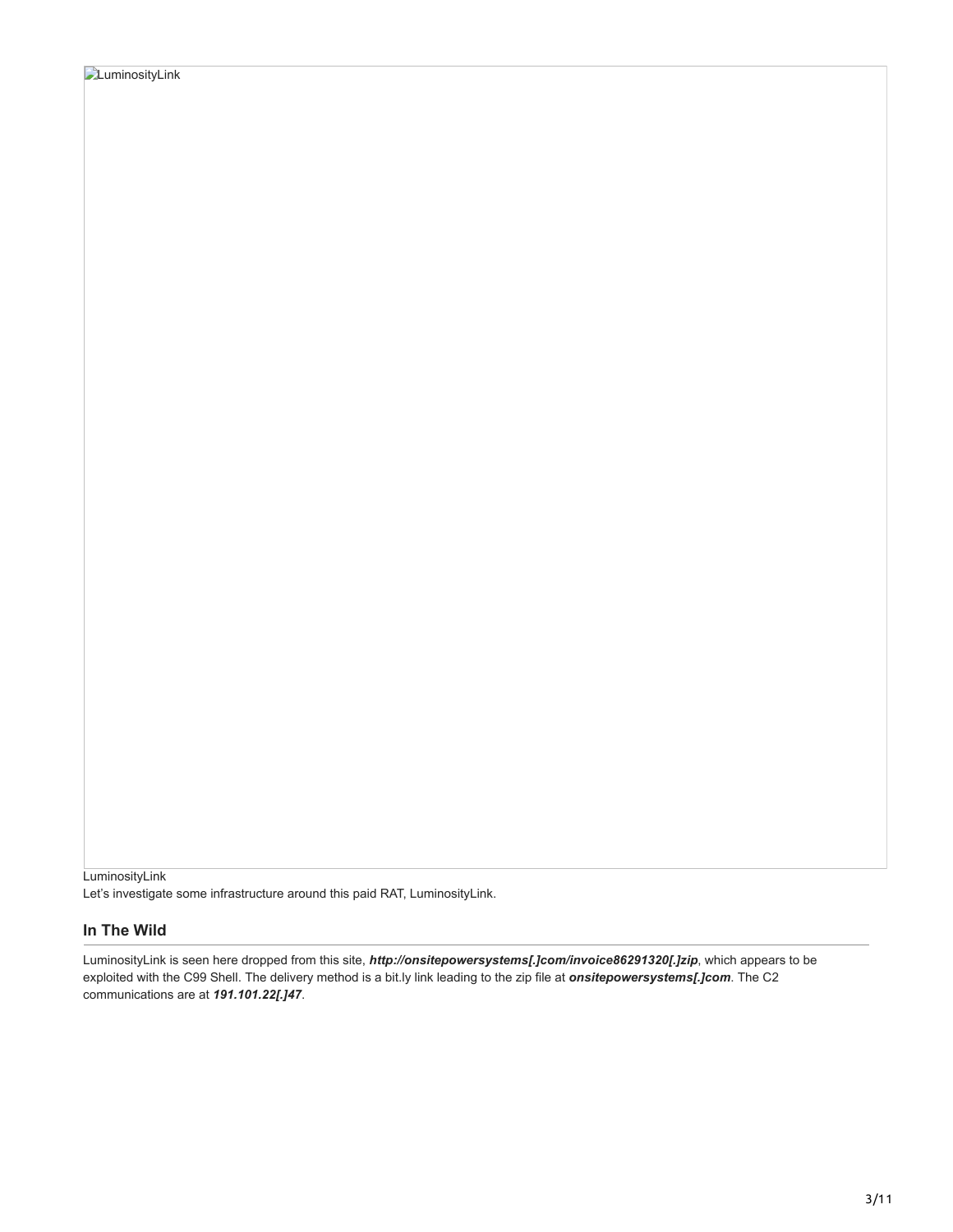LuminosityLink

LuminosityLink

Let's investigate some infrastructure around this paid RAT, LuminosityLink.

## In The Wild

LuminosityLink is seen here dropped from this site, ***http://onsitepowersystems[.]com/invoice86291320[.]zip***, which appears to be exploited with the C99 Shell. The delivery method is a bit.ly link leading to the zip file at ***onsitepowersystems[.]com***. The C2 communications are at ***191.101.22[.]47***.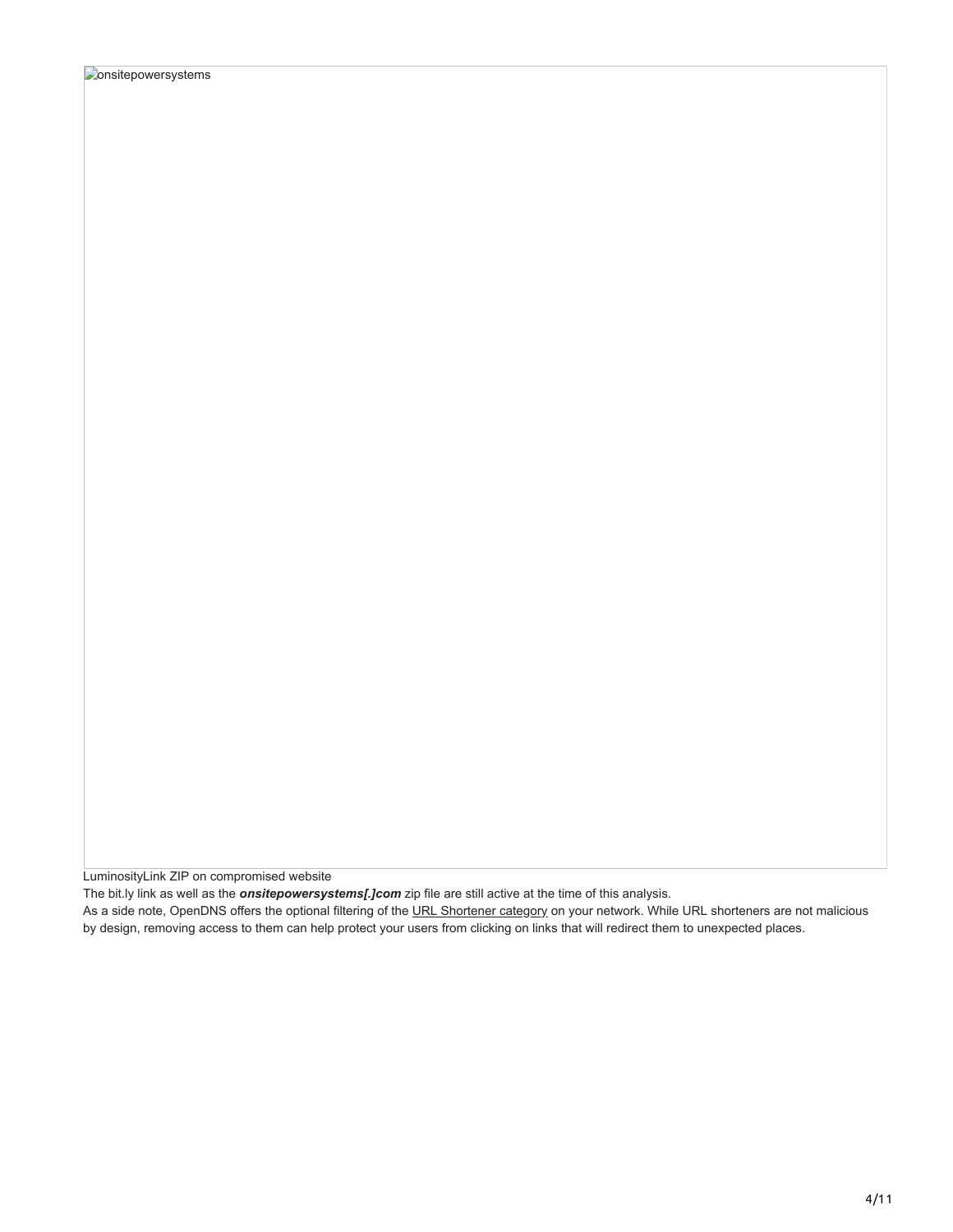onsitepowersystems

LuminosityLink ZIP on compromised website

The bit.ly link as well as the ***onsitepowersystems[.]com*** zip file are still active at the time of this analysis.

As a side note, OpenDNS offers the optional filtering of the URL Shortener category on your network. While URL shorteners are not malicious by design, removing access to them can help protect your users from clicking on links that will redirect them to unexpected places.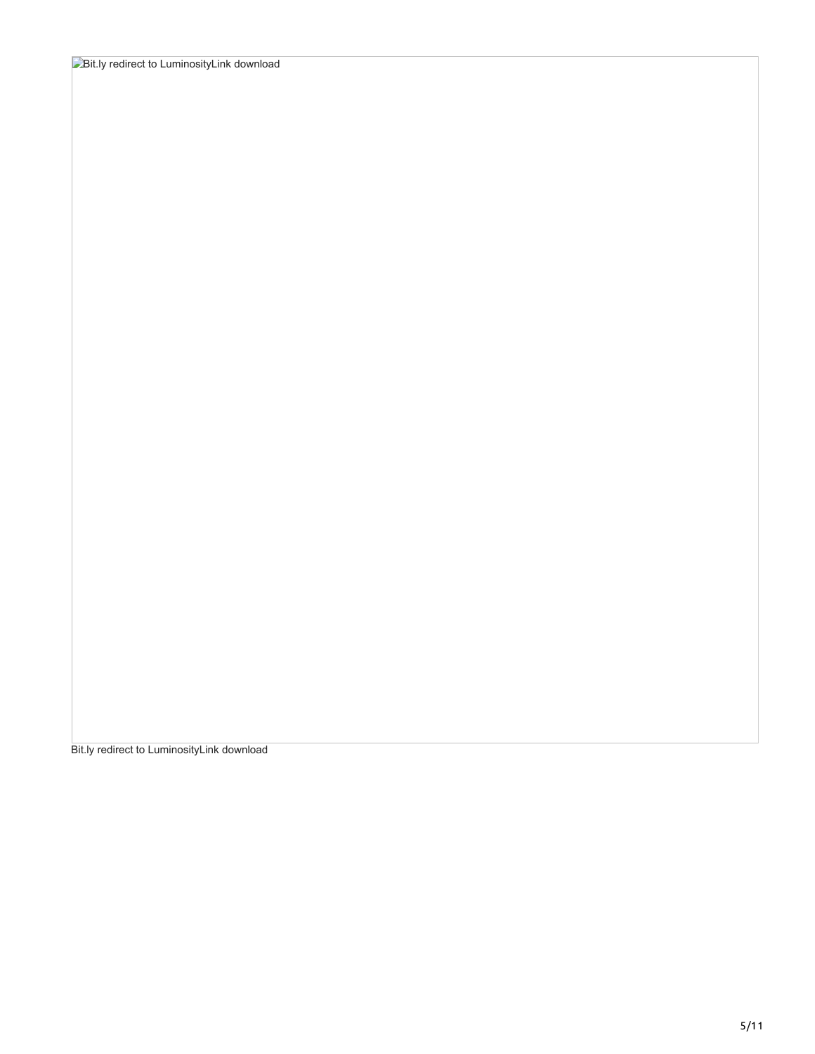Bit.ly redirect to LuminosityLink download

Bit.ly redirect to LuminosityLink download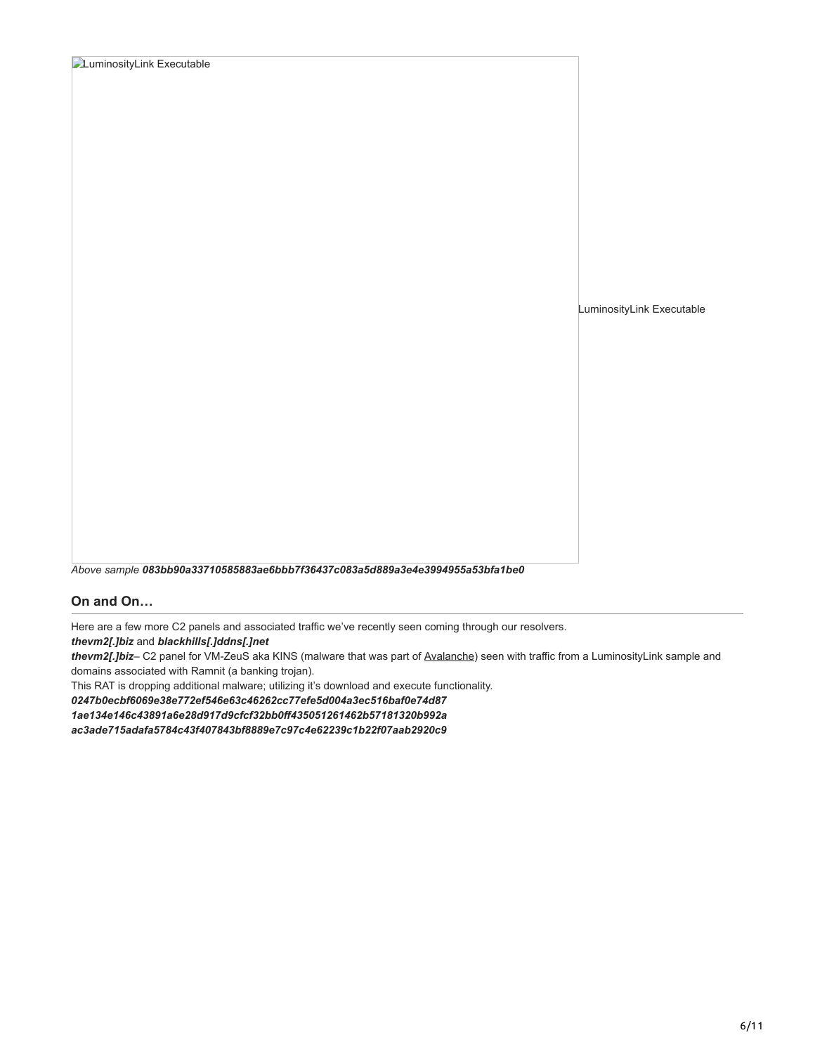LuminosityLink Executable

LuminosityLink Executable

*Above sample* ***083bb90a33710585883ae6bbb7f36437c083a5d889a3e4e3994955a53bfa1be0***

### On and On…

Here are a few more C2 panels and associated traffic we've recently seen coming through our resolvers.

***thevm2[.]biz*** and ***blackhills[.]ddns[.]net***

***thevm2[.]biz***– C2 panel for VM-ZeuS aka KINS (malware that was part of Avalanche) seen with traffic from a LuminosityLink sample and domains associated with Ramnit (a banking trojan).

This RAT is dropping additional malware; utilizing it's download and execute functionality.

***0247b0ecbf6069e38e772ef546e63c46262cc77efe5d004a3ec516baf0e74d87***
***1ae134e146c43891a6e28d917d9cfcf32bb0ff435051261462b57181320b992a***
***ac3ade715adafa5784c43f407843bf8889e7c97c4e62239c1b22f07aab2920c9***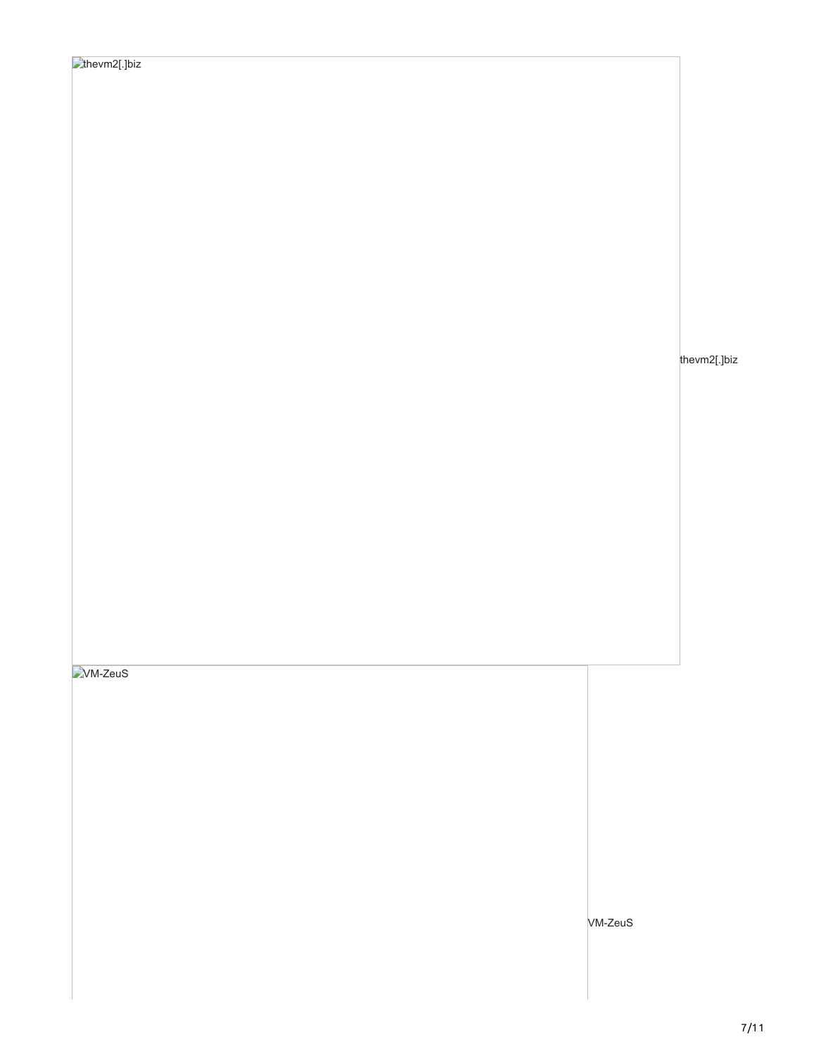thevm2[.]biz

VM-ZeuS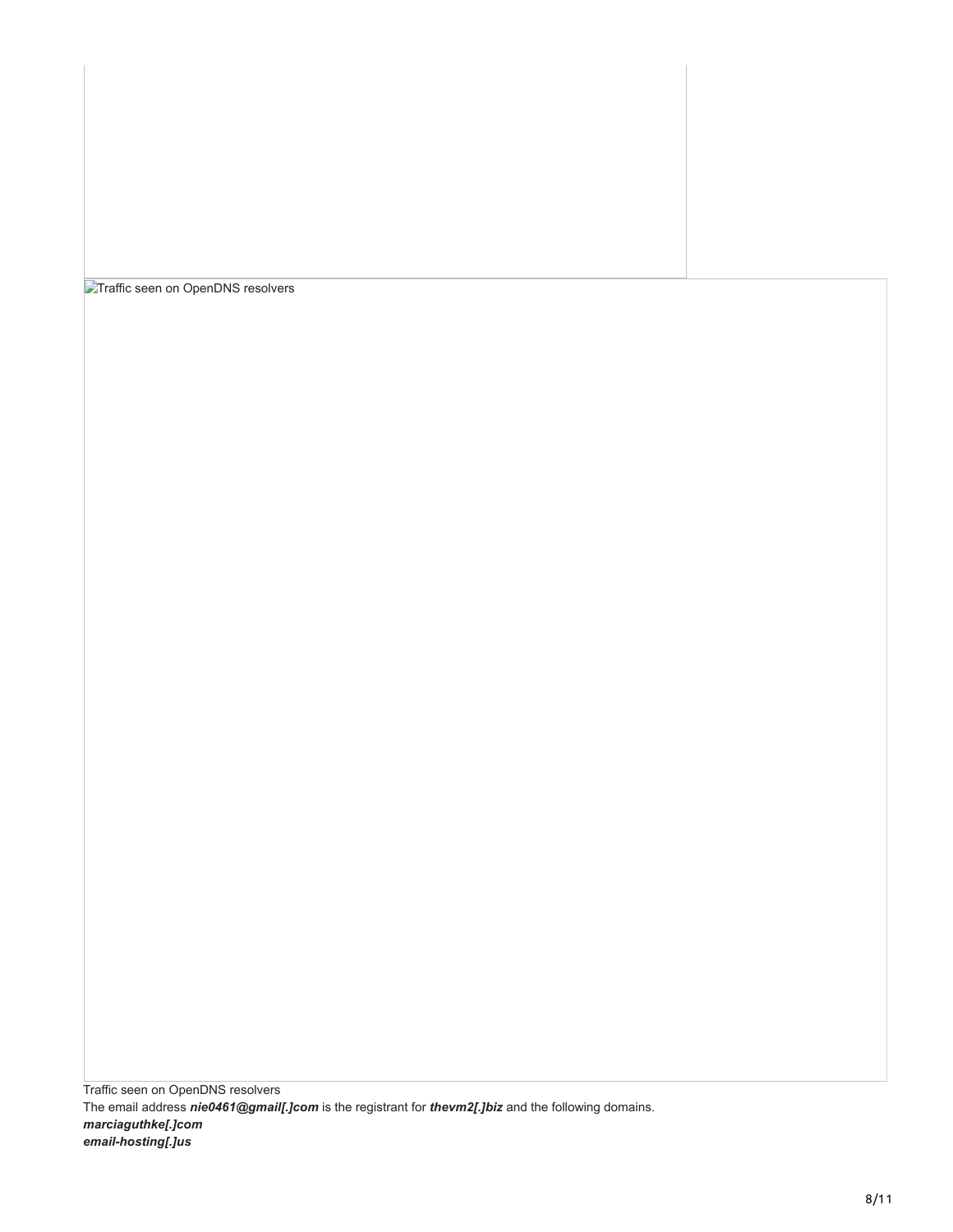Traffic seen on OpenDNS resolvers

Traffic seen on OpenDNS resolvers

The email address ***nie0461@gmail[.]com*** is the registrant for ***thevm2[.]biz*** and the following domains.

***marciaguthke[.]com***

***email-hosting[.]us***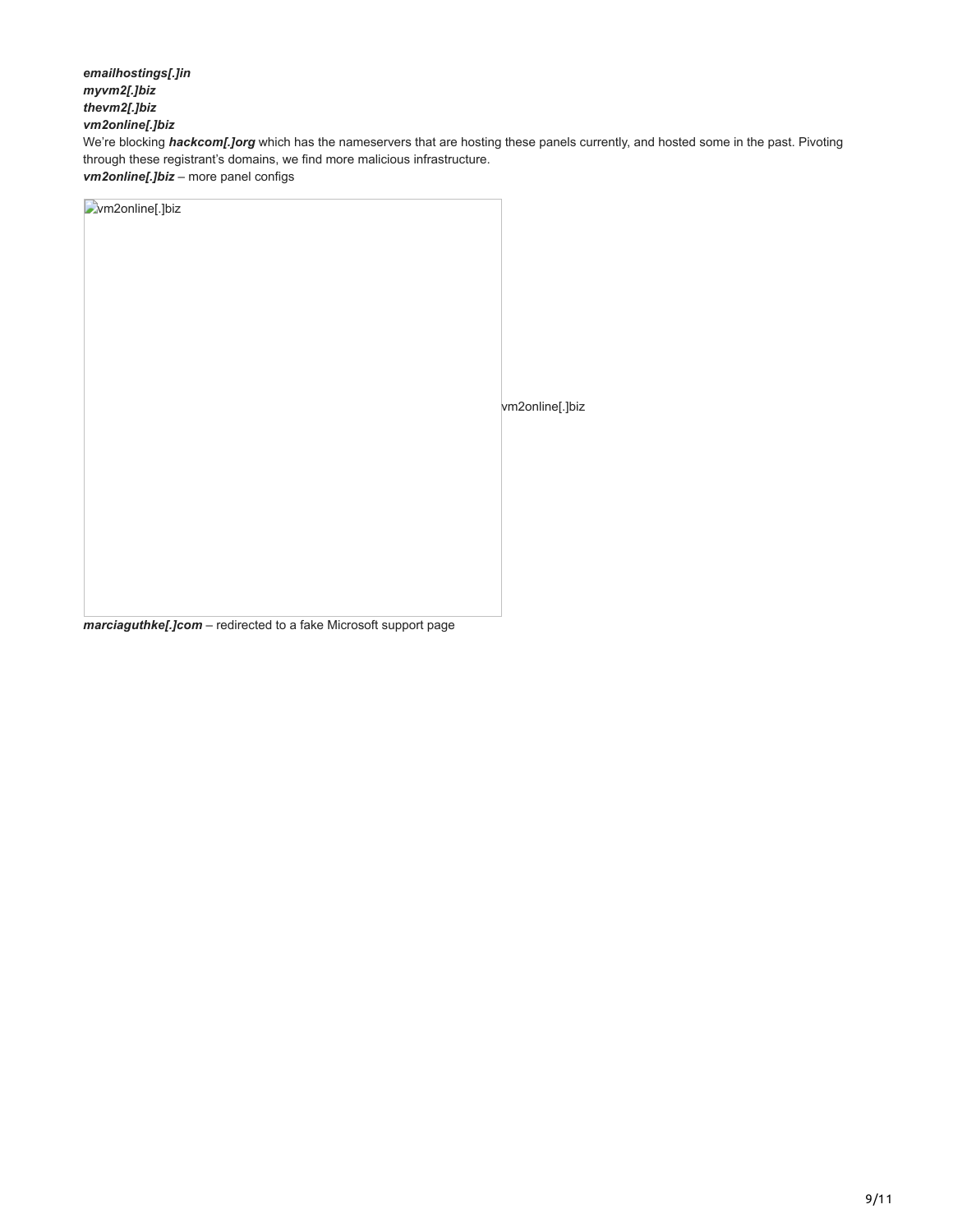***emailhostings[.]in***
***myvm2[.]biz***
***thevm2[.]biz***
***vm2online[.]biz***

We're blocking ***hackcom[.]org*** which has the nameservers that are hosting these panels currently, and hosted some in the past. Pivoting through these registrant's domains, we find more malicious infrastructure.

***vm2online[.]biz*** – more panel configs

vm2online[.]biz

***marciaguthke[.]com*** – redirected to a fake Microsoft support page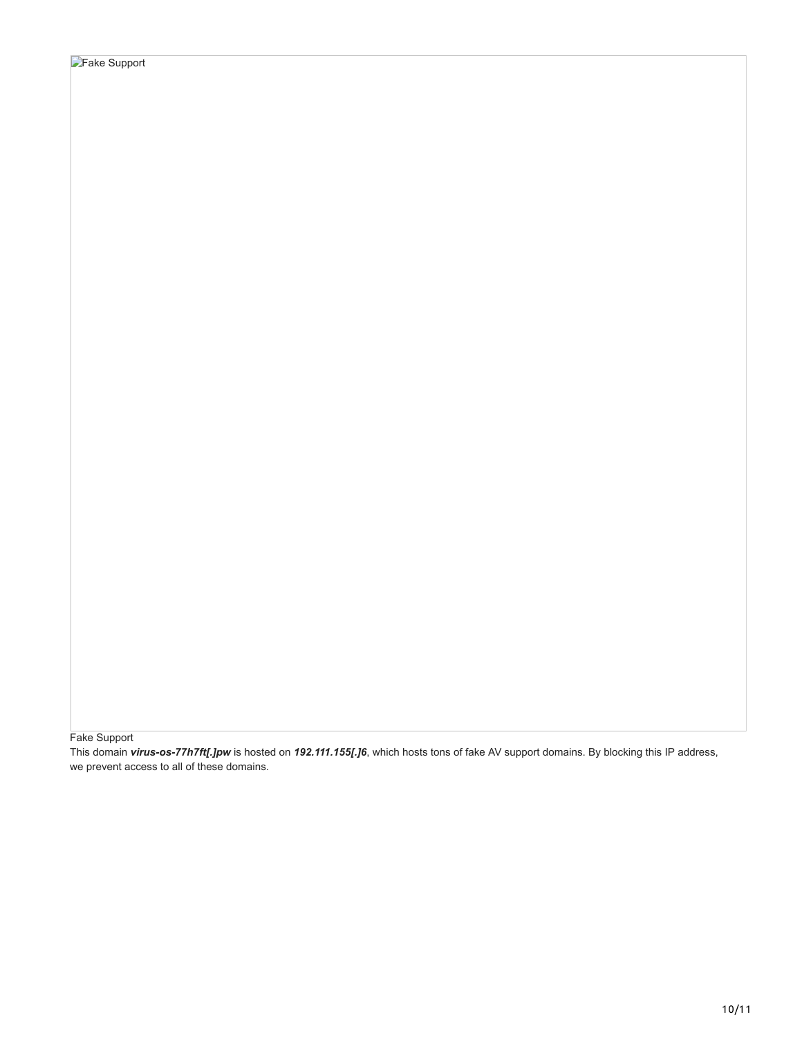Fake Support

This domain ***virus-os-77h7ft[.]pw*** is hosted on ***192.111.155[.]6***, which hosts tons of fake AV support domains. By blocking this IP address, we prevent access to all of these domains.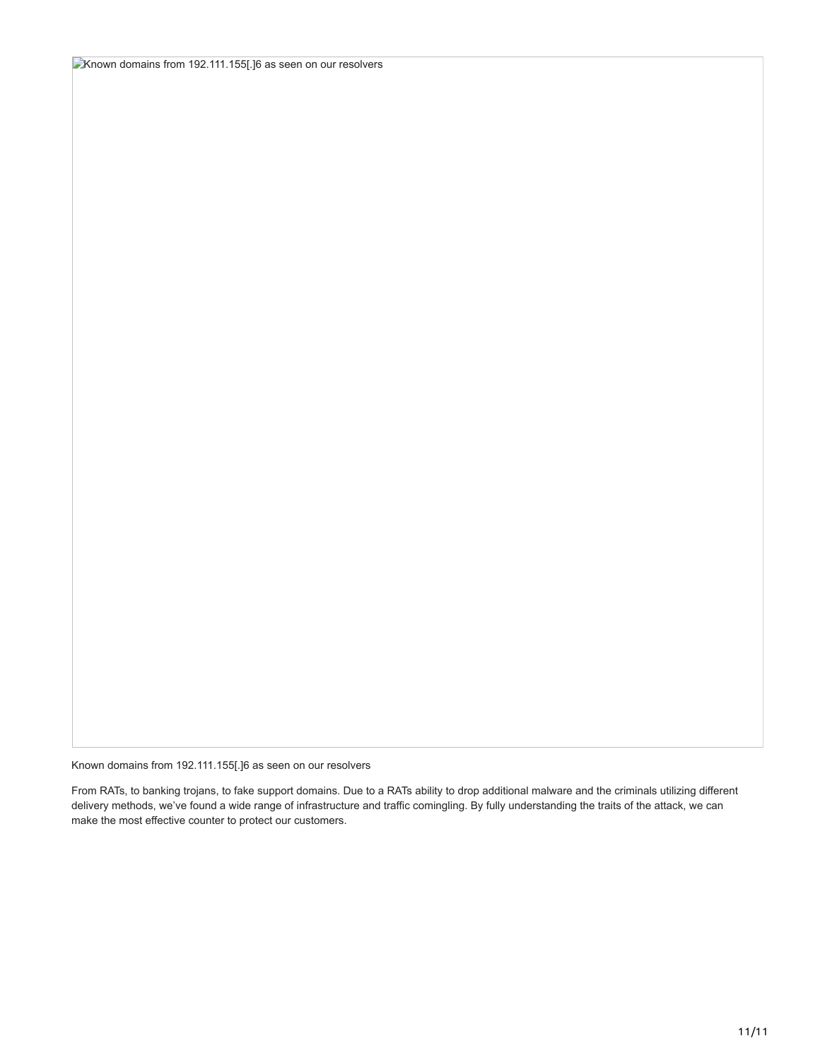Known domains from 192.111.155[.]6 as seen on our resolvers

Known domains from 192.111.155[.]6 as seen on our resolvers

From RATs, to banking trojans, to fake support domains. Due to a RATs ability to drop additional malware and the criminals utilizing different delivery methods, we've found a wide range of infrastructure and traffic comingling. By fully understanding the traits of the attack, we can make the most effective counter to protect our customers.